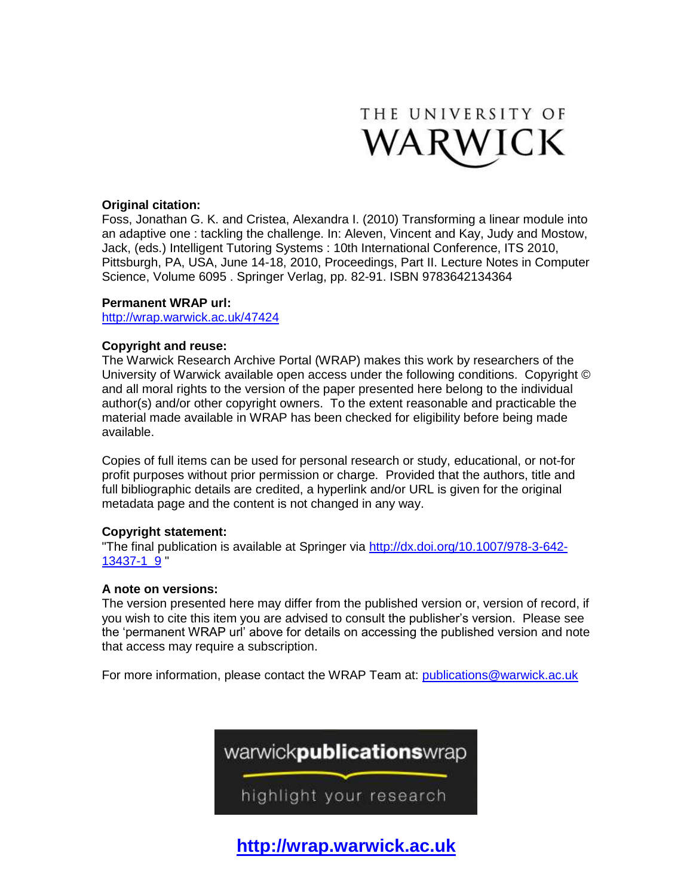THE UNIVERSITY OF WARWICK

**Original citation:**
Foss, Jonathan G. K. and Cristea, Alexandra I. (2010) Transforming a linear module into an adaptive one : tackling the challenge. In: Aleven, Vincent and Kay, Judy and Mostow, Jack, (eds.) Intelligent Tutoring Systems : 10th International Conference, ITS 2010, Pittsburgh, PA, USA, June 14-18, 2010, Proceedings, Part II. Lecture Notes in Computer Science, Volume 6095 . Springer Verlag, pp. 82-91. ISBN 9783642134364

**Permanent WRAP url:**
http://wrap.warwick.ac.uk/47424

**Copyright and reuse:**
The Warwick Research Archive Portal (WRAP) makes this work by researchers of the University of Warwick available open access under the following conditions. Copyright © and all moral rights to the version of the paper presented here belong to the individual author(s) and/or other copyright owners. To the extent reasonable and practicable the material made available in WRAP has been checked for eligibility before being made available.

Copies of full items can be used for personal research or study, educational, or not-for profit purposes without prior permission or charge. Provided that the authors, title and full bibliographic details are credited, a hyperlink and/or URL is given for the original metadata page and the content is not changed in any way.

**Copyright statement:**
"The final publication is available at Springer via http://dx.doi.org/10.1007/978-3-642-13437-1_9 "

**A note on versions:**
The version presented here may differ from the published version or, version of record, if you wish to cite this item you are advised to consult the publisher's version. Please see the 'permanent WRAP url' above for details on accessing the published version and note that access may require a subscription.

For more information, please contact the WRAP Team at: publications@warwick.ac.uk

warwickpublicationswrap

highlight your research

**http://wrap.warwick.ac.uk**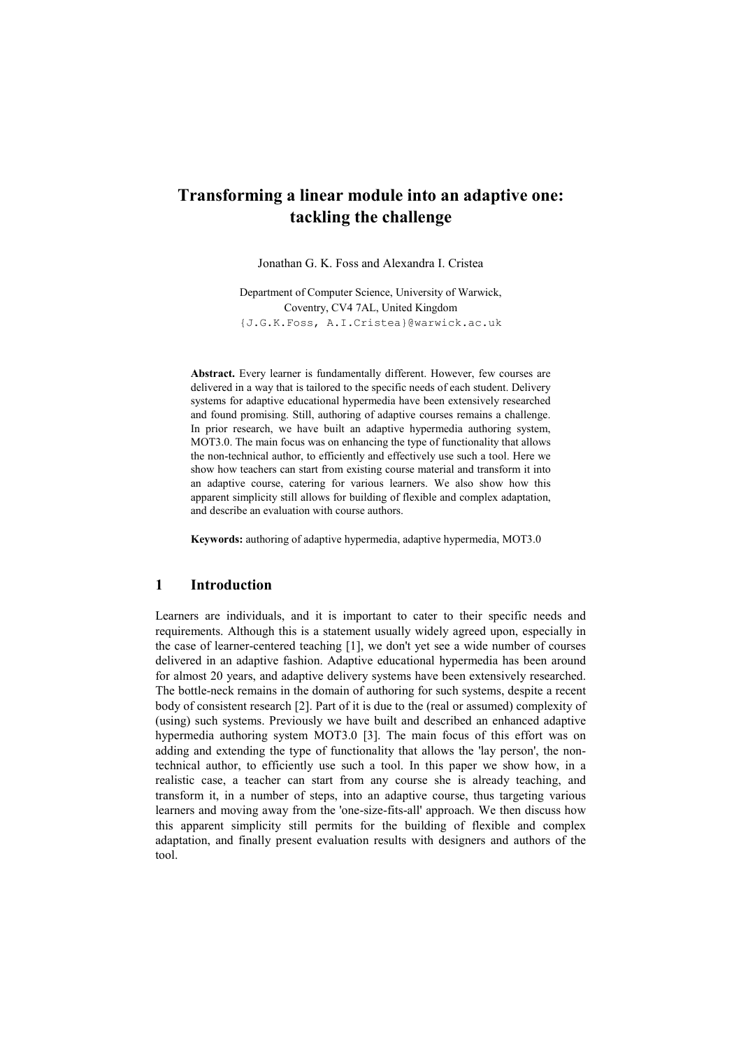# Transforming a linear module into an adaptive one: tackling the challenge

Jonathan G. K. Foss and Alexandra I. Cristea

Department of Computer Science, University of Warwick,
Coventry, CV4 7AL, United Kingdom
{J.G.K.Foss, A.I.Cristea}@warwick.ac.uk

**Abstract.** Every learner is fundamentally different. However, few courses are delivered in a way that is tailored to the specific needs of each student. Delivery systems for adaptive educational hypermedia have been extensively researched and found promising. Still, authoring of adaptive courses remains a challenge. In prior research, we have built an adaptive hypermedia authoring system, MOT3.0. The main focus was on enhancing the type of functionality that allows the non-technical author, to efficiently and effectively use such a tool. Here we show how teachers can start from existing course material and transform it into an adaptive course, catering for various learners. We also show how this apparent simplicity still allows for building of flexible and complex adaptation, and describe an evaluation with course authors.

**Keywords:** authoring of adaptive hypermedia, adaptive hypermedia, MOT3.0

## 1 Introduction

Learners are individuals, and it is important to cater to their specific needs and requirements. Although this is a statement usually widely agreed upon, especially in the case of learner-centered teaching [1], we don't yet see a wide number of courses delivered in an adaptive fashion. Adaptive educational hypermedia has been around for almost 20 years, and adaptive delivery systems have been extensively researched. The bottle-neck remains in the domain of authoring for such systems, despite a recent body of consistent research [2]. Part of it is due to the (real or assumed) complexity of (using) such systems. Previously we have built and described an enhanced adaptive hypermedia authoring system MOT3.0 [3]. The main focus of this effort was on adding and extending the type of functionality that allows the 'lay person', the non-technical author, to efficiently use such a tool. In this paper we show how, in a realistic case, a teacher can start from any course she is already teaching, and transform it, in a number of steps, into an adaptive course, thus targeting various learners and moving away from the 'one-size-fits-all' approach. We then discuss how this apparent simplicity still permits for the building of flexible and complex adaptation, and finally present evaluation results with designers and authors of the tool.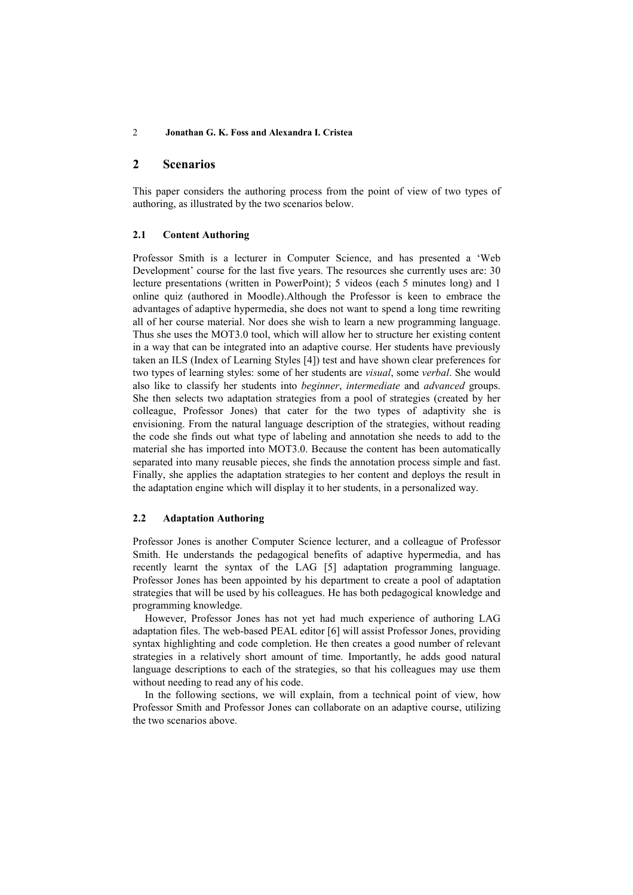## 2 Scenarios

This paper considers the authoring process from the point of view of two types of authoring, as illustrated by the two scenarios below.

### 2.1 Content Authoring

Professor Smith is a lecturer in Computer Science, and has presented a 'Web Development' course for the last five years. The resources she currently uses are: 30 lecture presentations (written in PowerPoint); 5 videos (each 5 minutes long) and 1 online quiz (authored in Moodle).Although the Professor is keen to embrace the advantages of adaptive hypermedia, she does not want to spend a long time rewriting all of her course material. Nor does she wish to learn a new programming language. Thus she uses the MOT3.0 tool, which will allow her to structure her existing content in a way that can be integrated into an adaptive course. Her students have previously taken an ILS (Index of Learning Styles [4]) test and have shown clear preferences for two types of learning styles: some of her students are *visual*, some *verbal*. She would also like to classify her students into *beginner*, *intermediate* and *advanced* groups. She then selects two adaptation strategies from a pool of strategies (created by her colleague, Professor Jones) that cater for the two types of adaptivity she is envisioning. From the natural language description of the strategies, without reading the code she finds out what type of labeling and annotation she needs to add to the material she has imported into MOT3.0. Because the content has been automatically separated into many reusable pieces, she finds the annotation process simple and fast. Finally, she applies the adaptation strategies to her content and deploys the result in the adaptation engine which will display it to her students, in a personalized way.

### 2.2 Adaptation Authoring

Professor Jones is another Computer Science lecturer, and a colleague of Professor Smith. He understands the pedagogical benefits of adaptive hypermedia, and has recently learnt the syntax of the LAG [5] adaptation programming language. Professor Jones has been appointed by his department to create a pool of adaptation strategies that will be used by his colleagues. He has both pedagogical knowledge and programming knowledge.

However, Professor Jones has not yet had much experience of authoring LAG adaptation files. The web-based PEAL editor [6] will assist Professor Jones, providing syntax highlighting and code completion. He then creates a good number of relevant strategies in a relatively short amount of time. Importantly, he adds good natural language descriptions to each of the strategies, so that his colleagues may use them without needing to read any of his code.

In the following sections, we will explain, from a technical point of view, how Professor Smith and Professor Jones can collaborate on an adaptive course, utilizing the two scenarios above.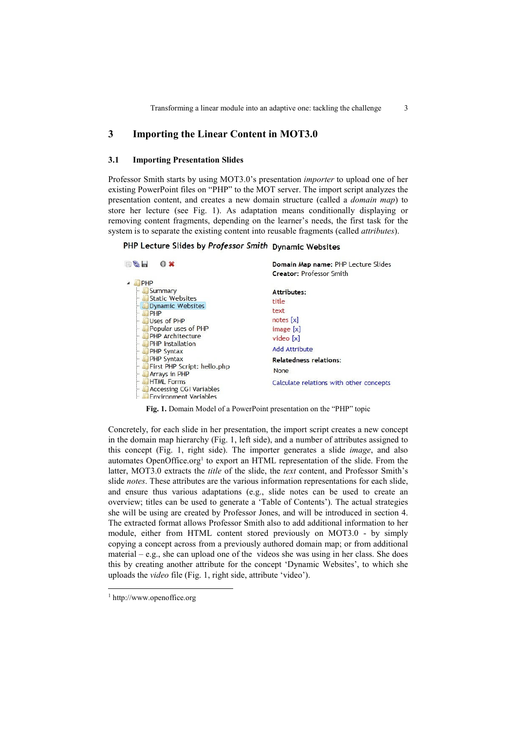## 3 Importing the Linear Content in MOT3.0

### 3.1 Importing Presentation Slides

Professor Smith starts by using MOT3.0's presentation *importer* to upload one of her existing PowerPoint files on "PHP" to the MOT server. The import script analyzes the presentation content, and creates a new domain structure (called a *domain map*) to store her lecture (see Fig. 1). As adaptation means conditionally displaying or removing content fragments, depending on the learner's needs, the first task for the system is to separate the existing content into reusable fragments (called *attributes*).

PHP Lecture Slides by *Professor Smith* Dynamic Websites

- PHP
  - Summary
  - Static Websites
  - Dynamic Websites
  - PHP
  - Uses of PHP
  - Popular uses of PHP
  - PHP Architecture
  - PHP Installation
  - PHP Syntax
  - PHP Syntax
  - First PHP Script: hello.php
  - Arrays in PHP
  - HTML Forms
  - Accessing CGI Variables
  - Environment Variables

**Domain Map name:** PHP Lecture Slides
**Creator:** Professor Smith

**Attributes:**
title
text
notes [x]
image [x]
video [x]
Add Attribute

**Relatedness relations:**
None
Calculate relations with other concepts

**Fig. 1.** Domain Model of a PowerPoint presentation on the "PHP" topic

Concretely, for each slide in her presentation, the import script creates a new concept in the domain map hierarchy (Fig. 1, left side), and a number of attributes assigned to this concept (Fig. 1, right side). The importer generates a slide *image*, and also automates OpenOffice.org[1] to export an HTML representation of the slide. From the latter, MOT3.0 extracts the *title* of the slide, the *text* content, and Professor Smith's slide *notes*. These attributes are the various information representations for each slide, and ensure thus various adaptations (e.g., slide notes can be used to create an overview; titles can be used to generate a 'Table of Contents'). The actual strategies she will be using are created by Professor Jones, and will be introduced in section 4. The extracted format allows Professor Smith also to add additional information to her module, either from HTML content stored previously on MOT3.0 - by simply copying a concept across from a previously authored domain map; or from additional material – e.g., she can upload one of the videos she was using in her class. She does this by creating another attribute for the concept 'Dynamic Websites', to which she uploads the *video* file (Fig. 1, right side, attribute 'video').

[1] http://www.openoffice.org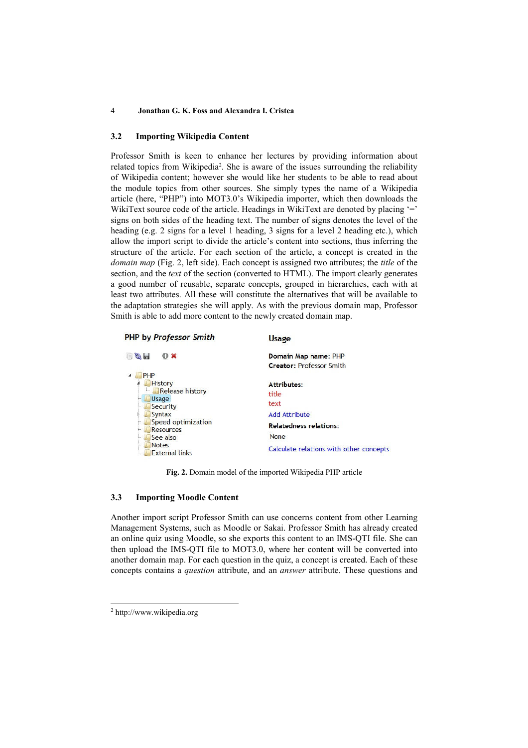### 3.2 Importing Wikipedia Content

Professor Smith is keen to enhance her lectures by providing information about related topics from Wikipedia[2]. She is aware of the issues surrounding the reliability of Wikipedia content; however she would like her students to be able to read about the module topics from other sources. She simply types the name of a Wikipedia article (here, "PHP") into MOT3.0's Wikipedia importer, which then downloads the WikiText source code of the article. Headings in WikiText are denoted by placing '=' signs on both sides of the heading text. The number of signs denotes the level of the heading (e.g. 2 signs for a level 1 heading, 3 signs for a level 2 heading etc.), which allow the import script to divide the article's content into sections, thus inferring the structure of the article. For each section of the article, a concept is created in the *domain map* (Fig. 2, left side). Each concept is assigned two attributes; the *title* of the section, and the *text* of the section (converted to HTML). The import clearly generates a good number of reusable, separate concepts, grouped in hierarchies, each with at least two attributes. All these will constitute the alternatives that will be available to the adaptation strategies she will apply. As with the previous domain map, Professor Smith is able to add more content to the newly created domain map.

**Fig. 2.** Domain model of the imported Wikipedia PHP article

### 3.3 Importing Moodle Content

Another import script Professor Smith can use concerns content from other Learning Management Systems, such as Moodle or Sakai. Professor Smith has already created an online quiz using Moodle, so she exports this content to an IMS-QTI file. She can then upload the IMS-QTI file to MOT3.0, where her content will be converted into another domain map. For each question in the quiz, a concept is created. Each of these concepts contains a *question* attribute, and an *answer* attribute. These questions and

---

[2] http://www.wikipedia.org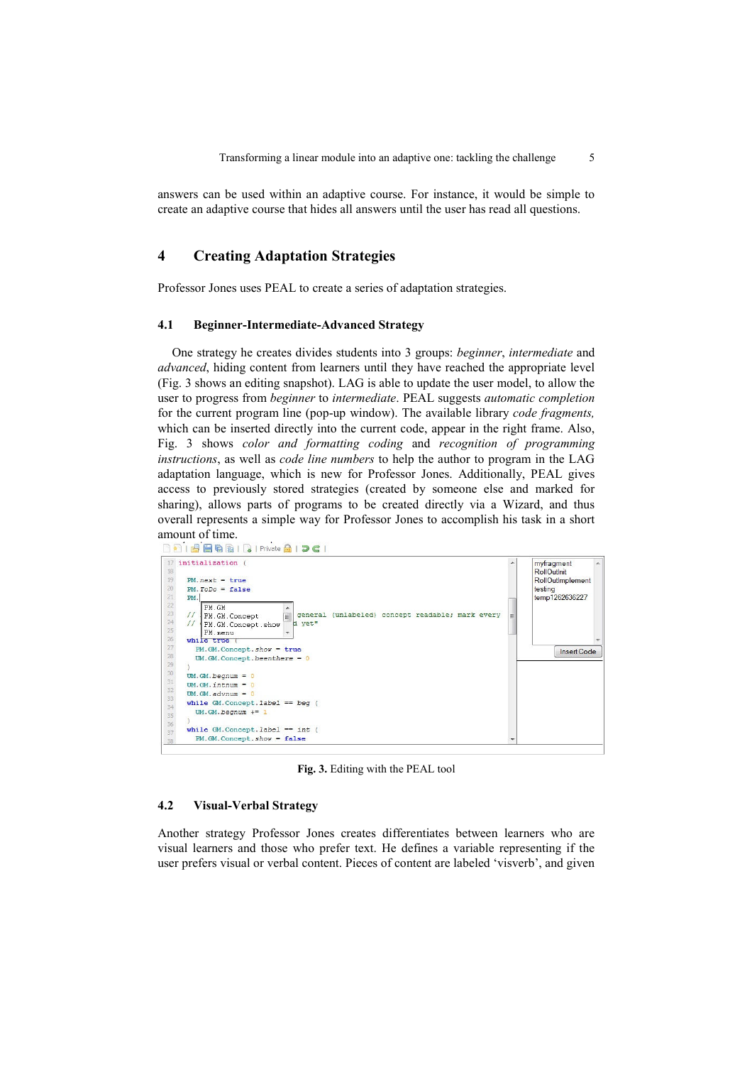answers can be used within an adaptive course. For instance, it would be simple to create an adaptive course that hides all answers until the user has read all questions.

## 4 Creating Adaptation Strategies

Professor Jones uses PEAL to create a series of adaptation strategies.

### 4.1 Beginner-Intermediate-Advanced Strategy

One strategy he creates divides students into 3 groups: *beginner*, *intermediate* and *advanced*, hiding content from learners until they have reached the appropriate level (Fig. 3 shows an editing snapshot). LAG is able to update the user model, to allow the user to progress from *beginner* to *intermediate*. PEAL suggests *automatic completion* for the current program line (pop-up window). The available library *code fragments,* which can be inserted directly into the current code, appear in the right frame. Also, Fig. 3 shows *color and formatting coding* and *recognition of programming instructions*, as well as *code line numbers* to help the author to program in the LAG adaptation language, which is new for Professor Jones. Additionally, PEAL gives access to previously stored strategies (created by someone else and marked for sharing), allows parts of programs to be created directly via a Wizard, and thus overall represents a simple way for Professor Jones to accomplish his task in a short amount of time.

```
17 initialization (
18
19   PM.next = true
20   PM.ToDo = false
21   PM.|
22      PM.GM
23   // PM.GM.Concept          general (unlabeled) concept readable; mark every
24   // PM.GM.Concept.show     d yet"
25      PM.menu
26   while true (
27     PM.GM.Concept.show = true
28     UM.GM.Concept.beenthere = 0
29   )
30   UM.GM.begnum = 0
31   UM.GM.intnum = 0
32   UM.GM.advnum = 0
33   while GM.Concept.label == beg (
34     UM.GM.begnum += 1
35   )
36
37   while GM.Concept.label == int (
38     PM.GM.Concept.show = false
```

myfragment
RollOutInit
RollOutImplement
testing
temp1262636227

Insert Code

**Fig. 3.** Editing with the PEAL tool

### 4.2 Visual-Verbal Strategy

Another strategy Professor Jones creates differentiates between learners who are visual learners and those who prefer text. He defines a variable representing if the user prefers visual or verbal content. Pieces of content are labeled 'visverb', and given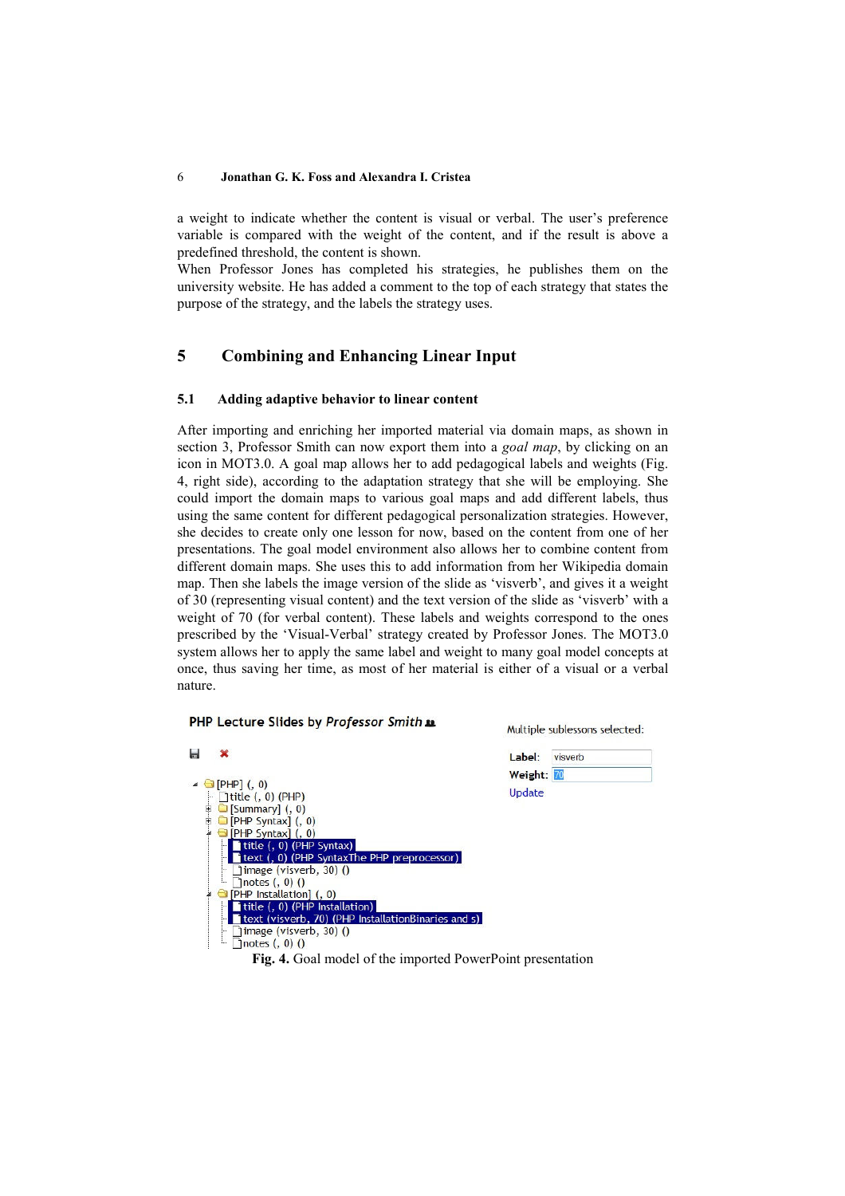a weight to indicate whether the content is visual or verbal. The user's preference variable is compared with the weight of the content, and if the result is above a predefined threshold, the content is shown.

When Professor Jones has completed his strategies, he publishes them on the university website. He has added a comment to the top of each strategy that states the purpose of the strategy, and the labels the strategy uses.

## 5 Combining and Enhancing Linear Input

### 5.1 Adding adaptive behavior to linear content

After importing and enriching her imported material via domain maps, as shown in section 3, Professor Smith can now export them into a *goal map*, by clicking on an icon in MOT3.0. A goal map allows her to add pedagogical labels and weights (Fig. 4, right side), according to the adaptation strategy that she will be employing. She could import the domain maps to various goal maps and add different labels, thus using the same content for different pedagogical personalization strategies. However, she decides to create only one lesson for now, based on the content from one of her presentations. The goal model environment also allows her to combine content from different domain maps. She uses this to add information from her Wikipedia domain map. Then she labels the image version of the slide as 'visverb', and gives it a weight of 30 (representing visual content) and the text version of the slide as 'visverb' with a weight of 70 (for verbal content). These labels and weights correspond to the ones prescribed by the 'Visual-Verbal' strategy created by Professor Jones. The MOT3.0 system allows her to apply the same label and weight to many goal model concepts at once, thus saving her time, as most of her material is either of a visual or a verbal nature.

PHP Lecture Slides by *Professor Smith*

- [PHP] (, 0)
  - title (, 0) (PHP)
  - [Summary] (, 0)
  - [PHP Syntax] (, 0)
  - [PHP Syntax] (, 0)
    - title (, 0) (PHP Syntax)
    - text (, 0) (PHP SyntaxThe PHP preprocessor)
    - image (visverb, 30) ()
    - notes (, 0) ()
  - [PHP Installation] (, 0)
    - title (, 0) (PHP Installation)
    - text (visverb, 70) (PHP InstallationBinaries and s)
    - image (visverb, 30) ()
    - notes (, 0) ()

Multiple sublessons selected:

Label: visverb
Weight: 70
Update

**Fig. 4.** Goal model of the imported PowerPoint presentation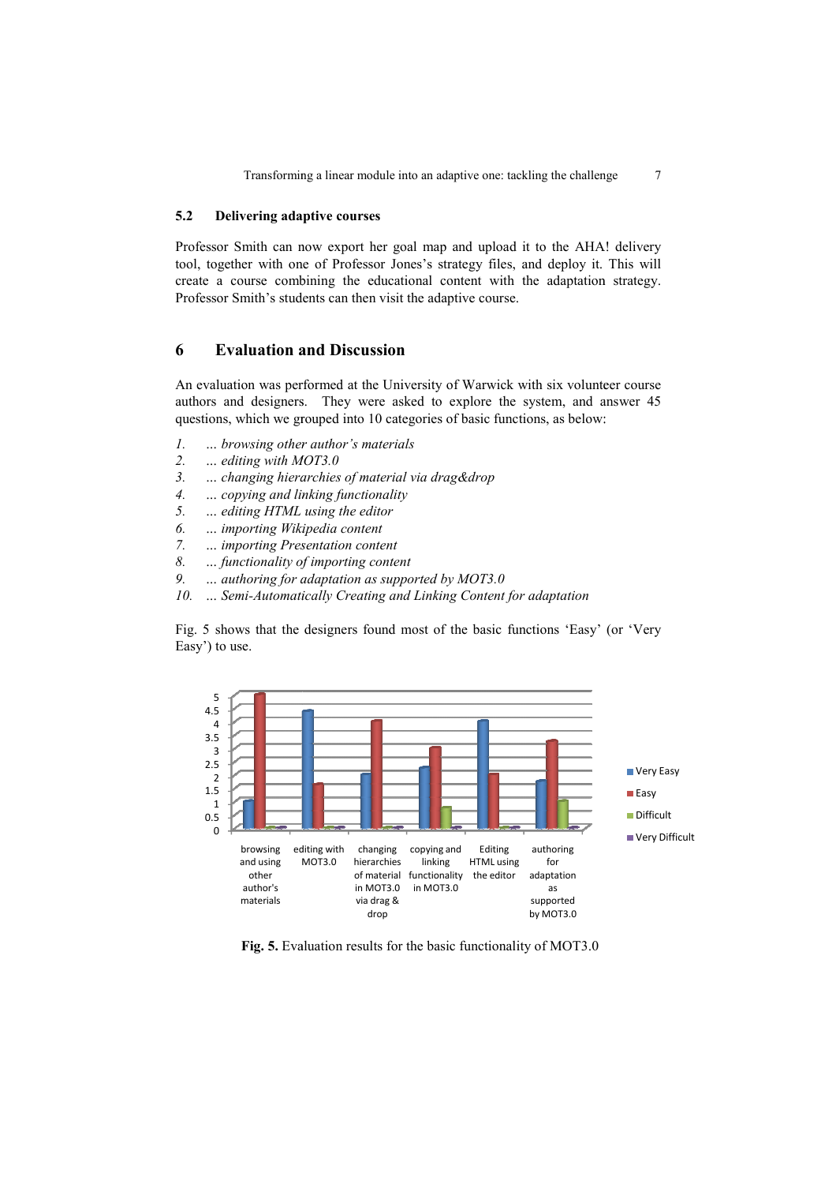### 5.2 Delivering adaptive courses

Professor Smith can now export her goal map and upload it to the AHA! delivery tool, together with one of Professor Jones's strategy files, and deploy it. This will create a course combining the educational content with the adaptation strategy. Professor Smith's students can then visit the adaptive course.

## 6 Evaluation and Discussion

An evaluation was performed at the University of Warwick with six volunteer course authors and designers. They were asked to explore the system, and answer 45 questions, which we grouped into 10 categories of basic functions, as below:

1. *... browsing other author's materials*
2. *... editing with MOT3.0*
3. *... changing hierarchies of material via drag&drop*
4. *... copying and linking functionality*
5. *... editing HTML using the editor*
6. *... importing Wikipedia content*
7. *... importing Presentation content*
8. *... functionality of importing content*
9. *... authoring for adaptation as supported by MOT3.0*
10. *... Semi-Automatically Creating and Linking Content for adaptation*

Fig. 5 shows that the designers found most of the basic functions 'Easy' (or 'Very Easy') to use.

**Fig. 5.** Evaluation results for the basic functionality of MOT3.0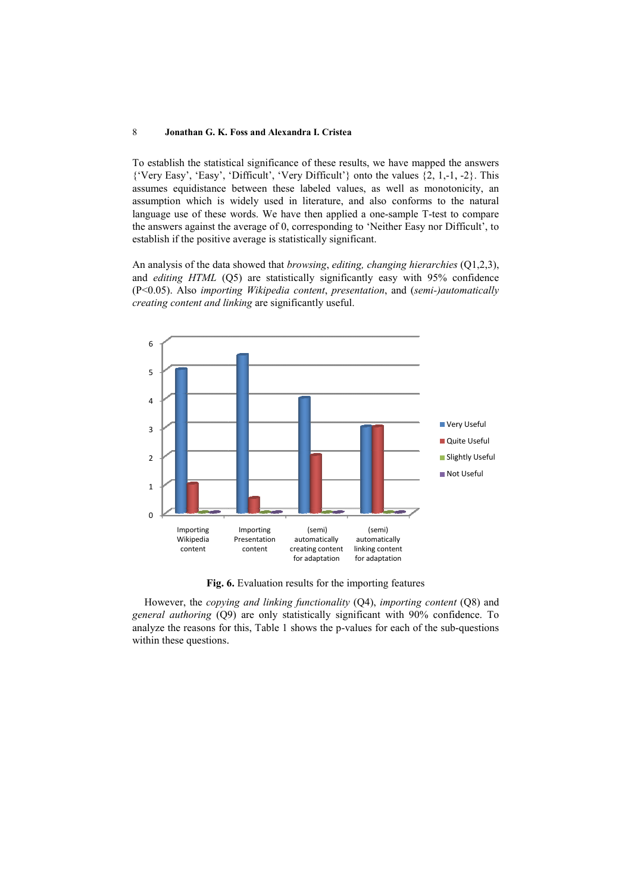To establish the statistical significance of these results, we have mapped the answers {'Very Easy', 'Easy', 'Difficult', 'Very Difficult'} onto the values {2, 1,-1, -2}. This assumes equidistance between these labeled values, as well as monotonicity, an assumption which is widely used in literature, and also conforms to the natural language use of these words. We have then applied a one-sample T-test to compare the answers against the average of 0, corresponding to 'Neither Easy nor Difficult', to establish if the positive average is statistically significant.

An analysis of the data showed that *browsing*, *editing, changing hierarchies* (Q1,2,3), and *editing HTML* (Q5) are statistically significantly easy with 95% confidence ($P<0.05$). Also *importing Wikipedia content*, *presentation*, and *(semi-)automatically creating content and linking* are significantly useful.

**Fig. 6.** Evaluation results for the importing features

However, the *copying and linking functionality* (Q4), *importing content* (Q8) and *general authoring* (Q9) are only statistically significant with 90% confidence. To analyze the reasons for this, Table 1 shows the p-values for each of the sub-questions within these questions.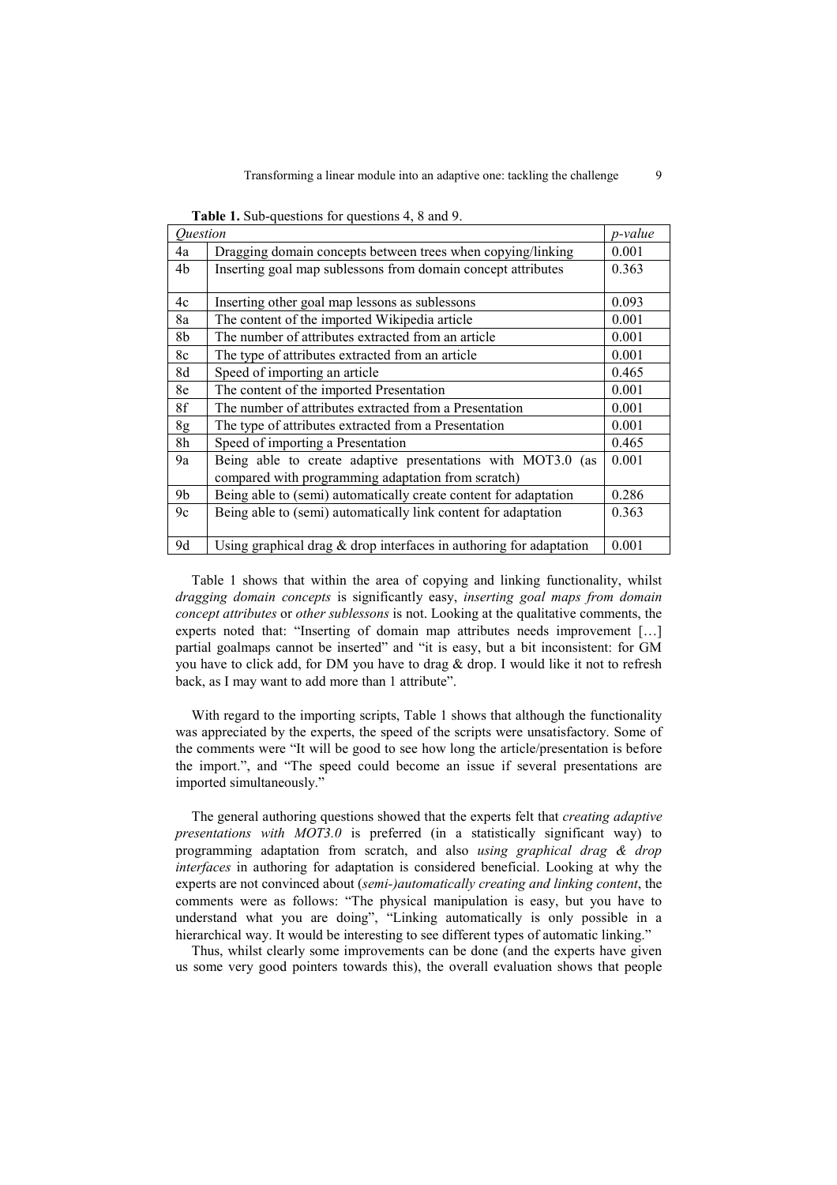**Table 1.** Sub-questions for questions 4, 8 and 9.

| *Question* | | *p-value* |
|---|---|---|
| 4a | Dragging domain concepts between trees when copying/linking | 0.001 |
| 4b | Inserting goal map sublessons from domain concept attributes | 0.363 |
| 4c | Inserting other goal map lessons as sublessons | 0.093 |
| 8a | The content of the imported Wikipedia article | 0.001 |
| 8b | The number of attributes extracted from an article | 0.001 |
| 8c | The type of attributes extracted from an article | 0.001 |
| 8d | Speed of importing an article | 0.465 |
| 8e | The content of the imported Presentation | 0.001 |
| 8f | The number of attributes extracted from a Presentation | 0.001 |
| 8g | The type of attributes extracted from a Presentation | 0.001 |
| 8h | Speed of importing a Presentation | 0.465 |
| 9a | Being able to create adaptive presentations with MOT3.0 (as compared with programming adaptation from scratch) | 0.001 |
| 9b | Being able to (semi) automatically create content for adaptation | 0.286 |
| 9c | Being able to (semi) automatically link content for adaptation | 0.363 |
| 9d | Using graphical drag & drop interfaces in authoring for adaptation | 0.001 |

Table 1 shows that within the area of copying and linking functionality, whilst *dragging domain concepts* is significantly easy, *inserting goal maps from domain concept attributes* or *other sublessons* is not. Looking at the qualitative comments, the experts noted that: "Inserting of domain map attributes needs improvement […] partial goalmaps cannot be inserted" and "it is easy, but a bit inconsistent: for GM you have to click add, for DM you have to drag & drop. I would like it not to refresh back, as I may want to add more than 1 attribute".

With regard to the importing scripts, Table 1 shows that although the functionality was appreciated by the experts, the speed of the scripts were unsatisfactory. Some of the comments were "It will be good to see how long the article/presentation is before the import.", and "The speed could become an issue if several presentations are imported simultaneously."

The general authoring questions showed that the experts felt that *creating adaptive presentations with MOT3.0* is preferred (in a statistically significant way) to programming adaptation from scratch, and also *using graphical drag & drop interfaces* in authoring for adaptation is considered beneficial. Looking at why the experts are not convinced about (*semi-)automatically creating and linking content*, the comments were as follows: "The physical manipulation is easy, but you have to understand what you are doing", "Linking automatically is only possible in a hierarchical way. It would be interesting to see different types of automatic linking."

Thus, whilst clearly some improvements can be done (and the experts have given us some very good pointers towards this), the overall evaluation shows that people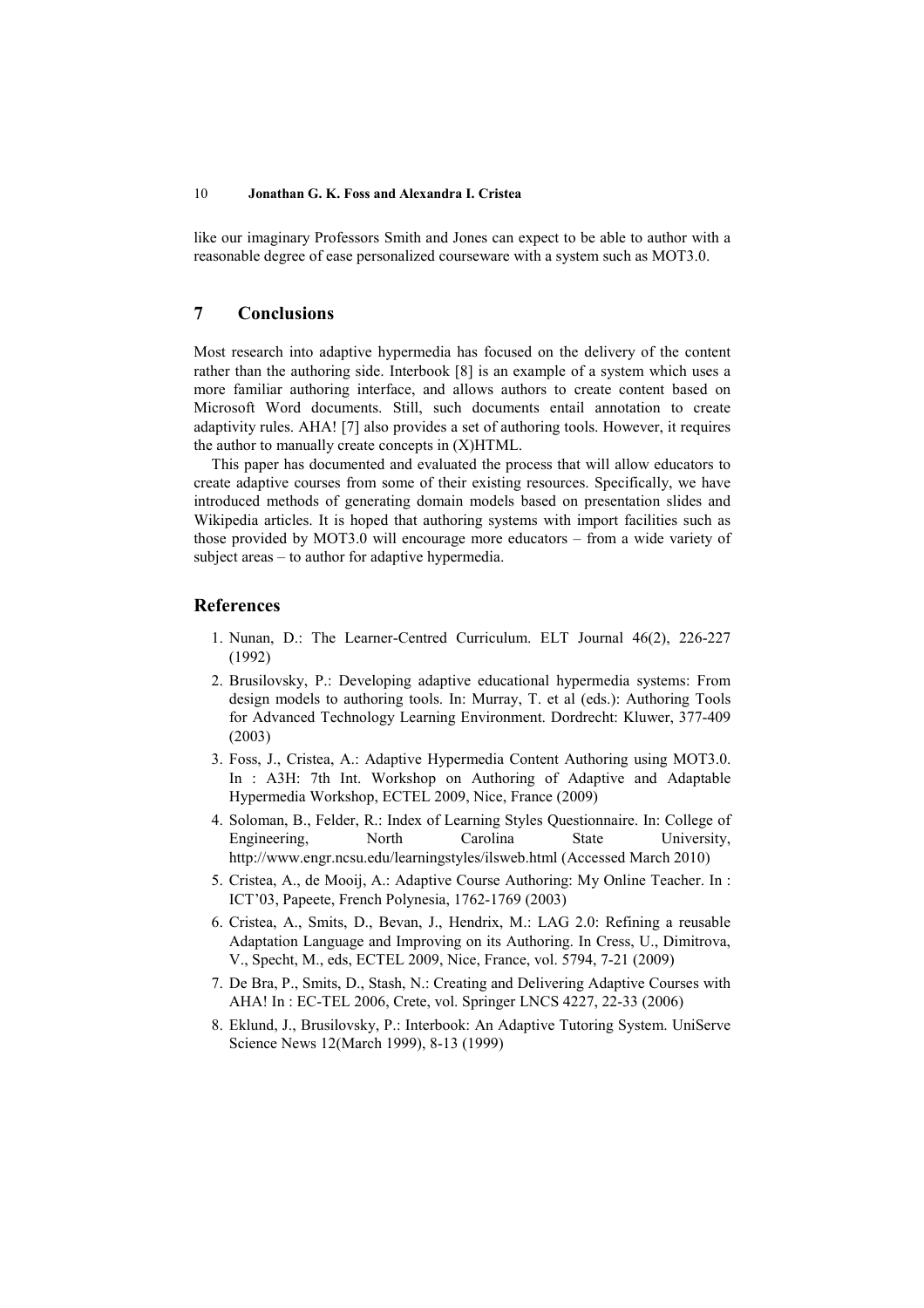like our imaginary Professors Smith and Jones can expect to be able to author with a reasonable degree of ease personalized courseware with a system such as MOT3.0.

## 7 Conclusions

Most research into adaptive hypermedia has focused on the delivery of the content rather than the authoring side. Interbook [8] is an example of a system which uses a more familiar authoring interface, and allows authors to create content based on Microsoft Word documents. Still, such documents entail annotation to create adaptivity rules. AHA! [7] also provides a set of authoring tools. However, it requires the author to manually create concepts in (X)HTML.

This paper has documented and evaluated the process that will allow educators to create adaptive courses from some of their existing resources. Specifically, we have introduced methods of generating domain models based on presentation slides and Wikipedia articles. It is hoped that authoring systems with import facilities such as those provided by MOT3.0 will encourage more educators – from a wide variety of subject areas – to author for adaptive hypermedia.

## References

1. Nunan, D.: The Learner-Centred Curriculum. ELT Journal 46(2), 226-227 (1992)
2. Brusilovsky, P.: Developing adaptive educational hypermedia systems: From design models to authoring tools. In: Murray, T. et al (eds.): Authoring Tools for Advanced Technology Learning Environment. Dordrecht: Kluwer, 377-409 (2003)
3. Foss, J., Cristea, A.: Adaptive Hypermedia Content Authoring using MOT3.0. In : A3H: 7th Int. Workshop on Authoring of Adaptive and Adaptable Hypermedia Workshop, ECTEL 2009, Nice, France (2009)
4. Soloman, B., Felder, R.: Index of Learning Styles Questionnaire. In: College of Engineering, North Carolina State University, http://www.engr.ncsu.edu/learningstyles/ilsweb.html (Accessed March 2010)
5. Cristea, A., de Mooij, A.: Adaptive Course Authoring: My Online Teacher. In : ICT'03, Papeete, French Polynesia, 1762-1769 (2003)
6. Cristea, A., Smits, D., Bevan, J., Hendrix, M.: LAG 2.0: Refining a reusable Adaptation Language and Improving on its Authoring. In Cress, U., Dimitrova, V., Specht, M., eds, ECTEL 2009, Nice, France, vol. 5794, 7-21 (2009)
7. De Bra, P., Smits, D., Stash, N.: Creating and Delivering Adaptive Courses with AHA! In : EC-TEL 2006, Crete, vol. Springer LNCS 4227, 22-33 (2006)
8. Eklund, J., Brusilovsky, P.: Interbook: An Adaptive Tutoring System. UniServe Science News 12(March 1999), 8-13 (1999)